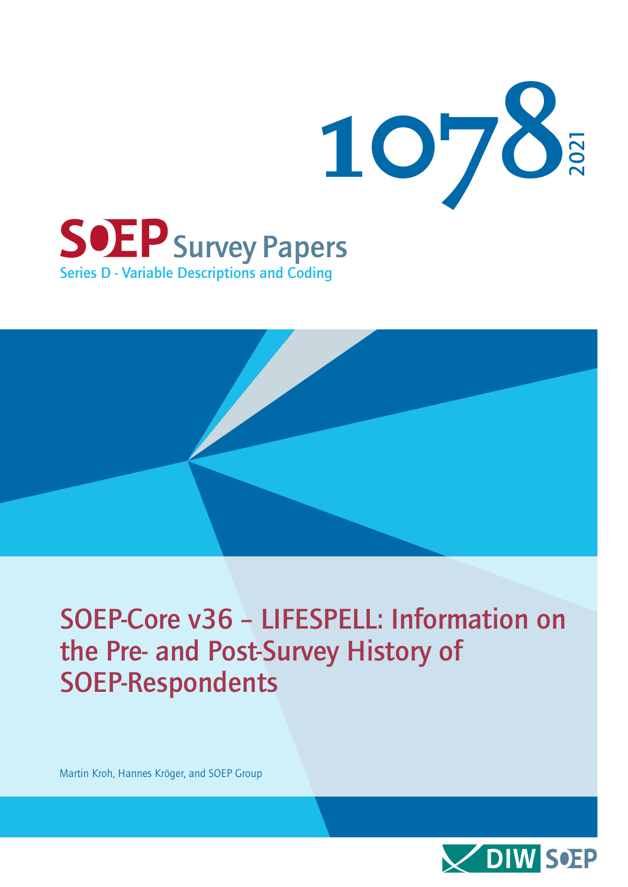1078

2021

SOEP Survey Papers

Series D - Variable Descriptions and Coding

# SOEP-Core v36 – LIFESPELL: Information on the Pre- and Post-Survey History of SOEP-Respondents

Martin Kroh, Hannes Kröger, and SOEP Group

DIW SOEP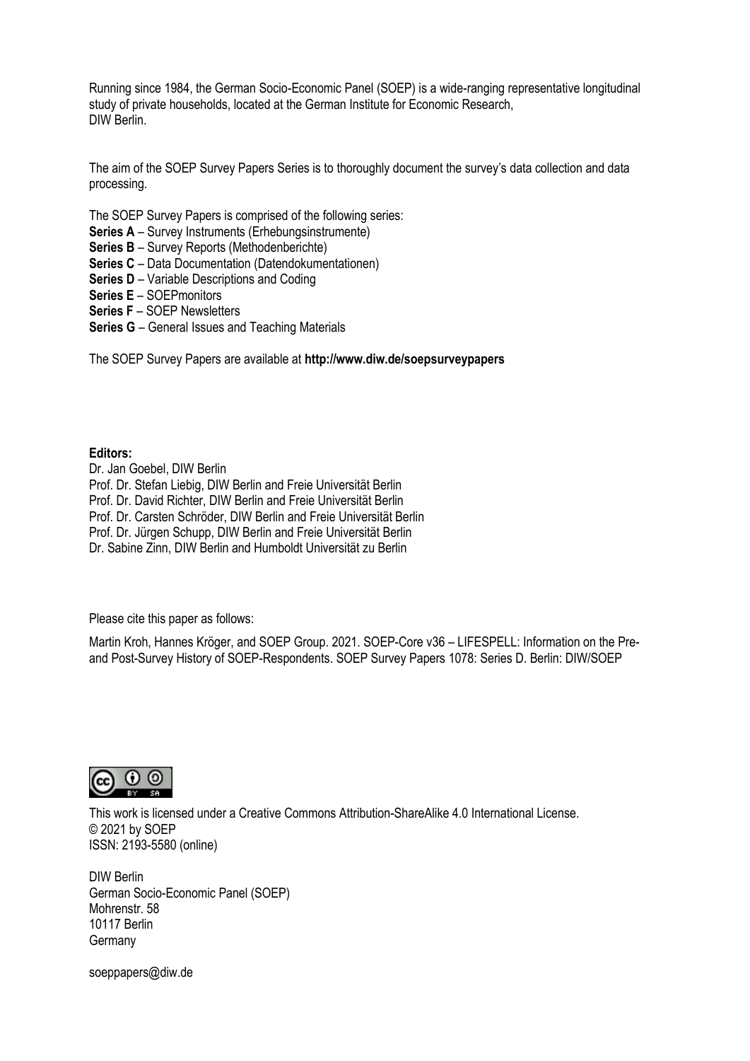Running since 1984, the German Socio-Economic Panel (SOEP) is a wide-ranging representative longitudinal study of private households, located at the German Institute for Economic Research, DIW Berlin.

The aim of the SOEP Survey Papers Series is to thoroughly document the survey's data collection and data processing.

The SOEP Survey Papers is comprised of the following series:

**Series A** – Survey Instruments (Erhebungsinstrumente)
**Series B** – Survey Reports (Methodenberichte)
**Series C** – Data Documentation (Datendokumentationen)
**Series D** – Variable Descriptions and Coding
**Series E** – SOEPmonitors
**Series F** – SOEP Newsletters
**Series G** – General Issues and Teaching Materials

The SOEP Survey Papers are available at **http://www.diw.de/soepsurveypapers**

**Editors:**
Dr. Jan Goebel, DIW Berlin
Prof. Dr. Stefan Liebig, DIW Berlin and Freie Universität Berlin
Prof. Dr. David Richter, DIW Berlin and Freie Universität Berlin
Prof. Dr. Carsten Schröder, DIW Berlin and Freie Universität Berlin
Prof. Dr. Jürgen Schupp, DIW Berlin and Freie Universität Berlin
Dr. Sabine Zinn, DIW Berlin and Humboldt Universität zu Berlin

Please cite this paper as follows:

Martin Kroh, Hannes Kröger, and SOEP Group. 2021. SOEP-Core v36 – LIFESPELL: Information on the Pre- and Post-Survey History of SOEP-Respondents. SOEP Survey Papers 1078: Series D. Berlin: DIW/SOEP

This work is licensed under a Creative Commons Attribution-ShareAlike 4.0 International License.
© 2021 by SOEP
ISSN: 2193-5580 (online)

DIW Berlin
German Socio-Economic Panel (SOEP)
Mohrenstr. 58
10117 Berlin
Germany

soeppapers@diw.de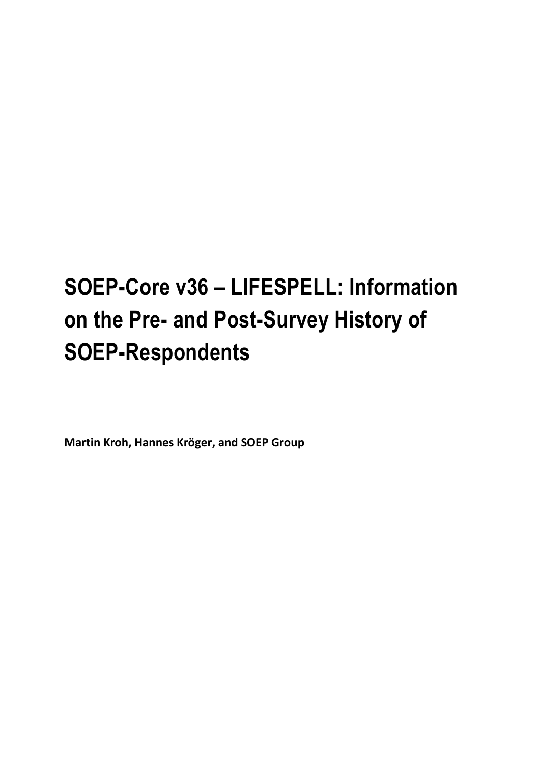# SOEP-Core v36 – LIFESPELL: Information on the Pre- and Post-Survey History of SOEP-Respondents

**Martin Kroh, Hannes Kröger, and SOEP Group**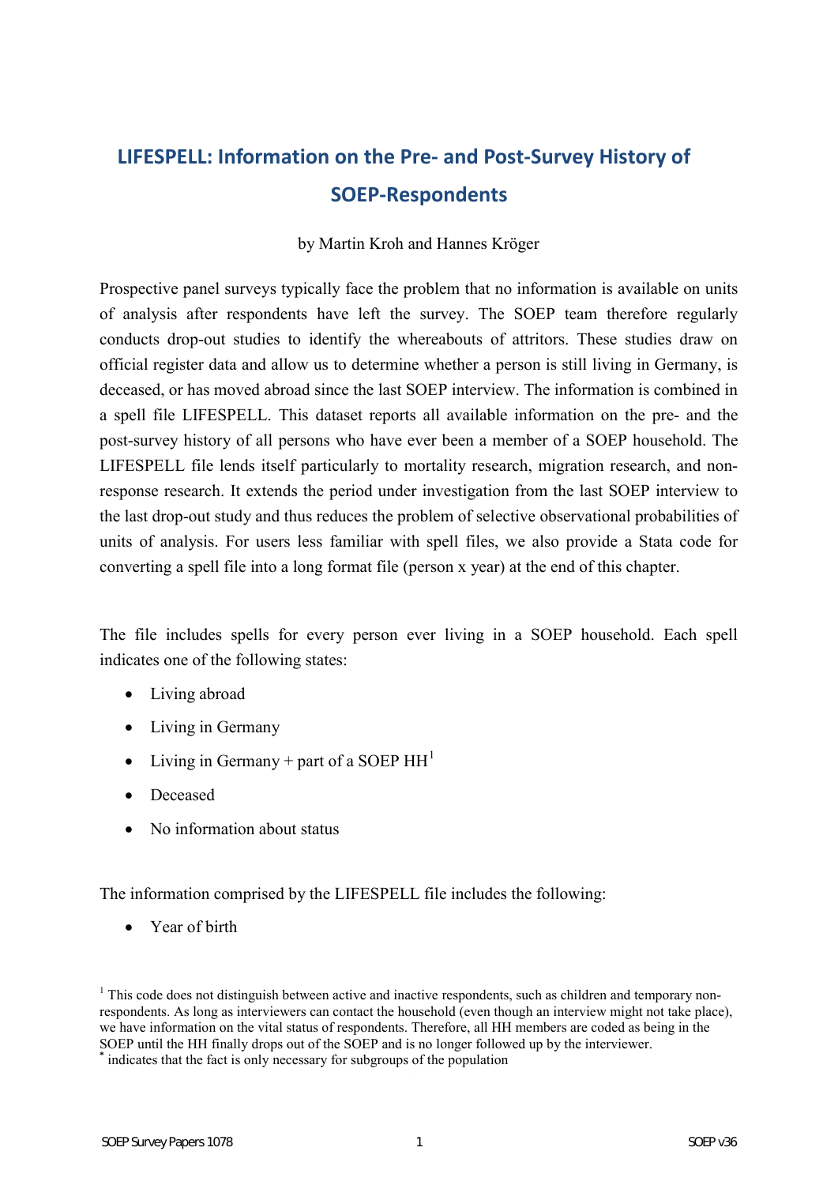# LIFESPELL: Information on the Pre- and Post-Survey History of SOEP-Respondents

by Martin Kroh and Hannes Kröger

Prospective panel surveys typically face the problem that no information is available on units of analysis after respondents have left the survey. The SOEP team therefore regularly conducts drop-out studies to identify the whereabouts of attritors. These studies draw on official register data and allow us to determine whether a person is still living in Germany, is deceased, or has moved abroad since the last SOEP interview. The information is combined in a spell file LIFESPELL. This dataset reports all available information on the pre- and the post-survey history of all persons who have ever been a member of a SOEP household. The LIFESPELL file lends itself particularly to mortality research, migration research, and non-response research. It extends the period under investigation from the last SOEP interview to the last drop-out study and thus reduces the problem of selective observational probabilities of units of analysis. For users less familiar with spell files, we also provide a Stata code for converting a spell file into a long format file (person x year) at the end of this chapter.

The file includes spells for every person ever living in a SOEP household. Each spell indicates one of the following states:

- Living abroad
- Living in Germany
- Living in Germany + part of a SOEP HH[1]
- Deceased
- No information about status

The information comprised by the LIFESPELL file includes the following:

- Year of birth

[1] This code does not distinguish between active and inactive respondents, such as children and temporary non-respondents. As long as interviewers can contact the household (even though an interview might not take place), we have information on the vital status of respondents. Therefore, all HH members are coded as being in the SOEP until the HH finally drops out of the SOEP and is no longer followed up by the interviewer.

\* indicates that the fact is only necessary for subgroups of the population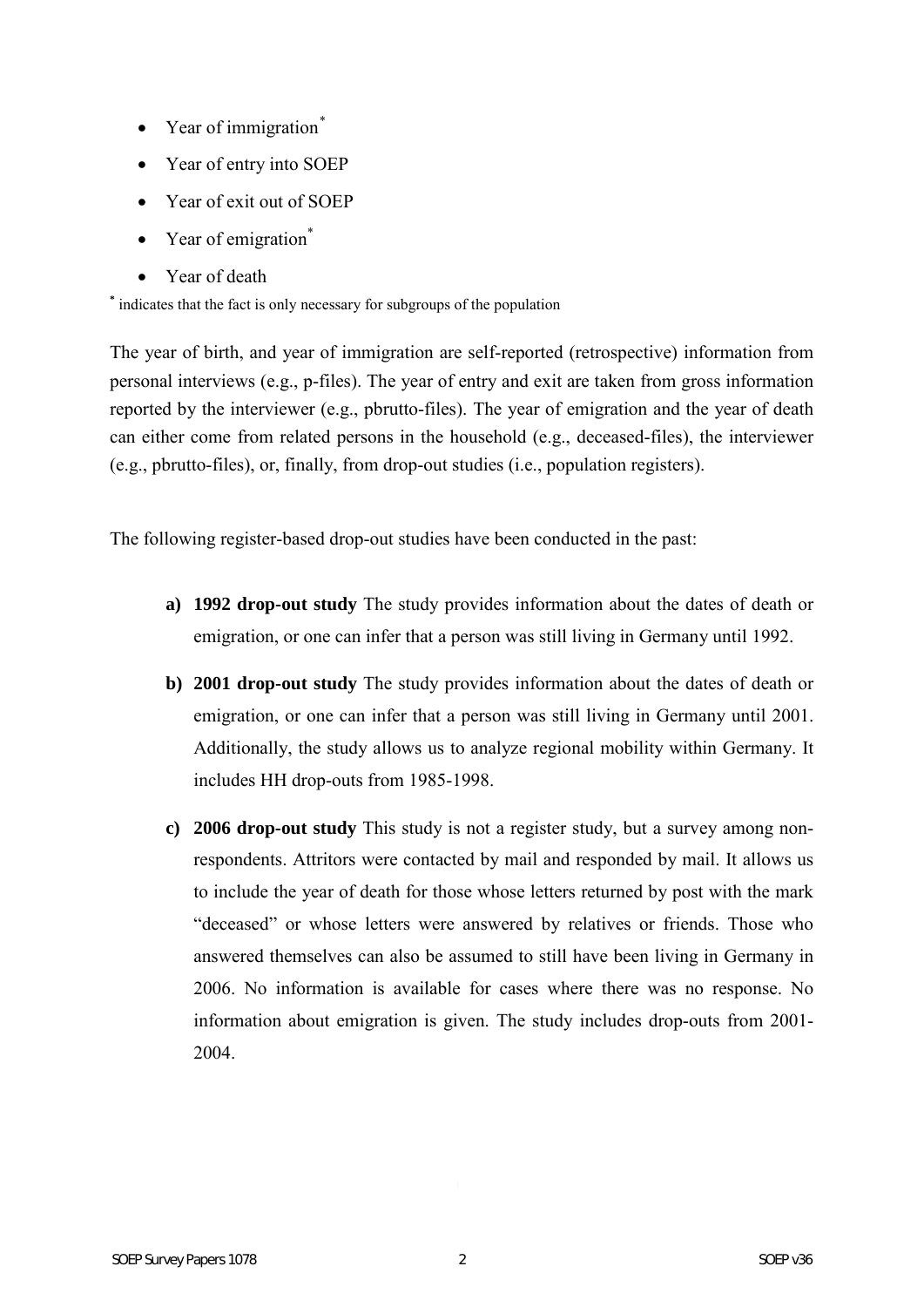- Year of immigration*
- Year of entry into SOEP
- Year of exit out of SOEP
- Year of emigration*
- Year of death

* indicates that the fact is only necessary for subgroups of the population

The year of birth, and year of immigration are self-reported (retrospective) information from personal interviews (e.g., p-files). The year of entry and exit are taken from gross information reported by the interviewer (e.g., pbrutto-files). The year of emigration and the year of death can either come from related persons in the household (e.g., deceased-files), the interviewer (e.g., pbrutto-files), or, finally, from drop-out studies (i.e., population registers).

The following register-based drop-out studies have been conducted in the past:

a) **1992 drop-out study** The study provides information about the dates of death or emigration, or one can infer that a person was still living in Germany until 1992.

b) **2001 drop-out study** The study provides information about the dates of death or emigration, or one can infer that a person was still living in Germany until 2001. Additionally, the study allows us to analyze regional mobility within Germany. It includes HH drop-outs from 1985-1998.

c) **2006 drop-out study** This study is not a register study, but a survey among non-respondents. Attritors were contacted by mail and responded by mail. It allows us to include the year of death for those whose letters returned by post with the mark "deceased" or whose letters were answered by relatives or friends. Those who answered themselves can also be assumed to still have been living in Germany in 2006. No information is available for cases where there was no response. No information about emigration is given. The study includes drop-outs from 2001-2004.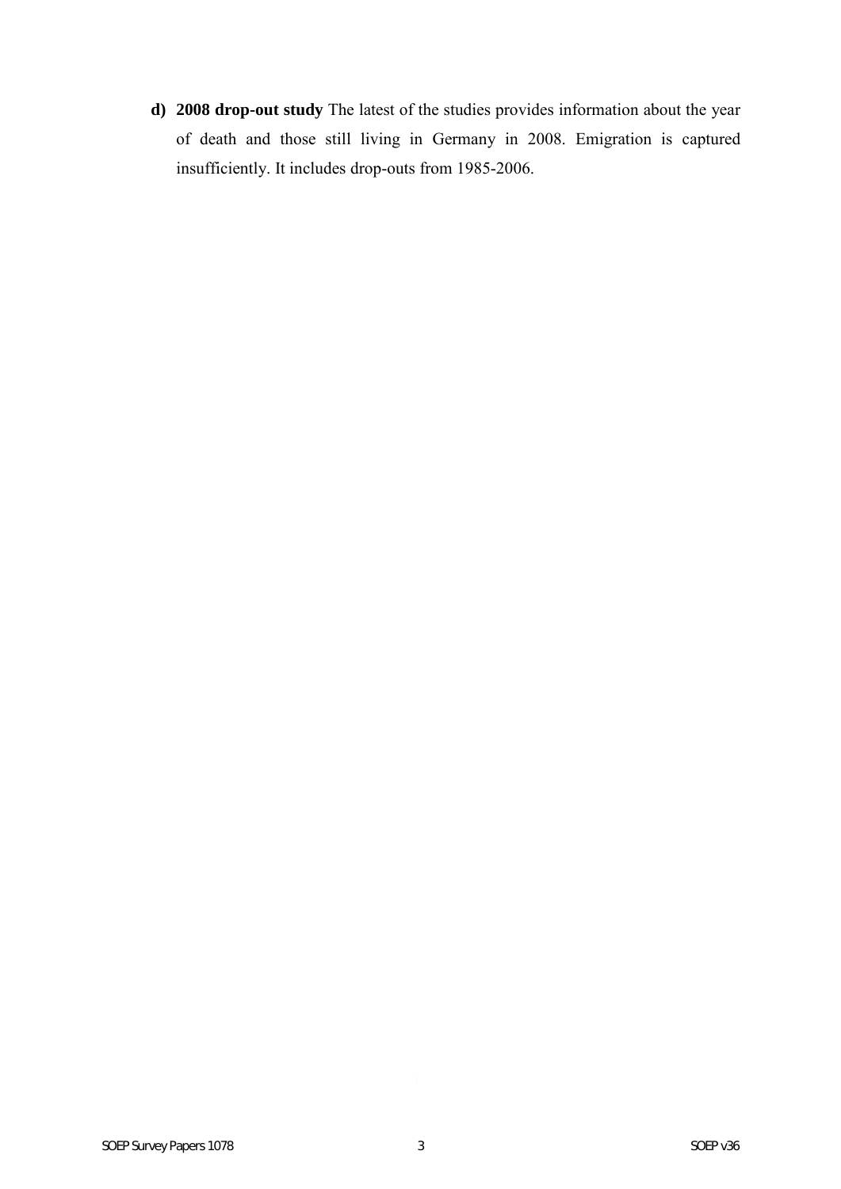d) **2008 drop-out study** The latest of the studies provides information about the year of death and those still living in Germany in 2008. Emigration is captured insufficiently. It includes drop-outs from 1985-2006.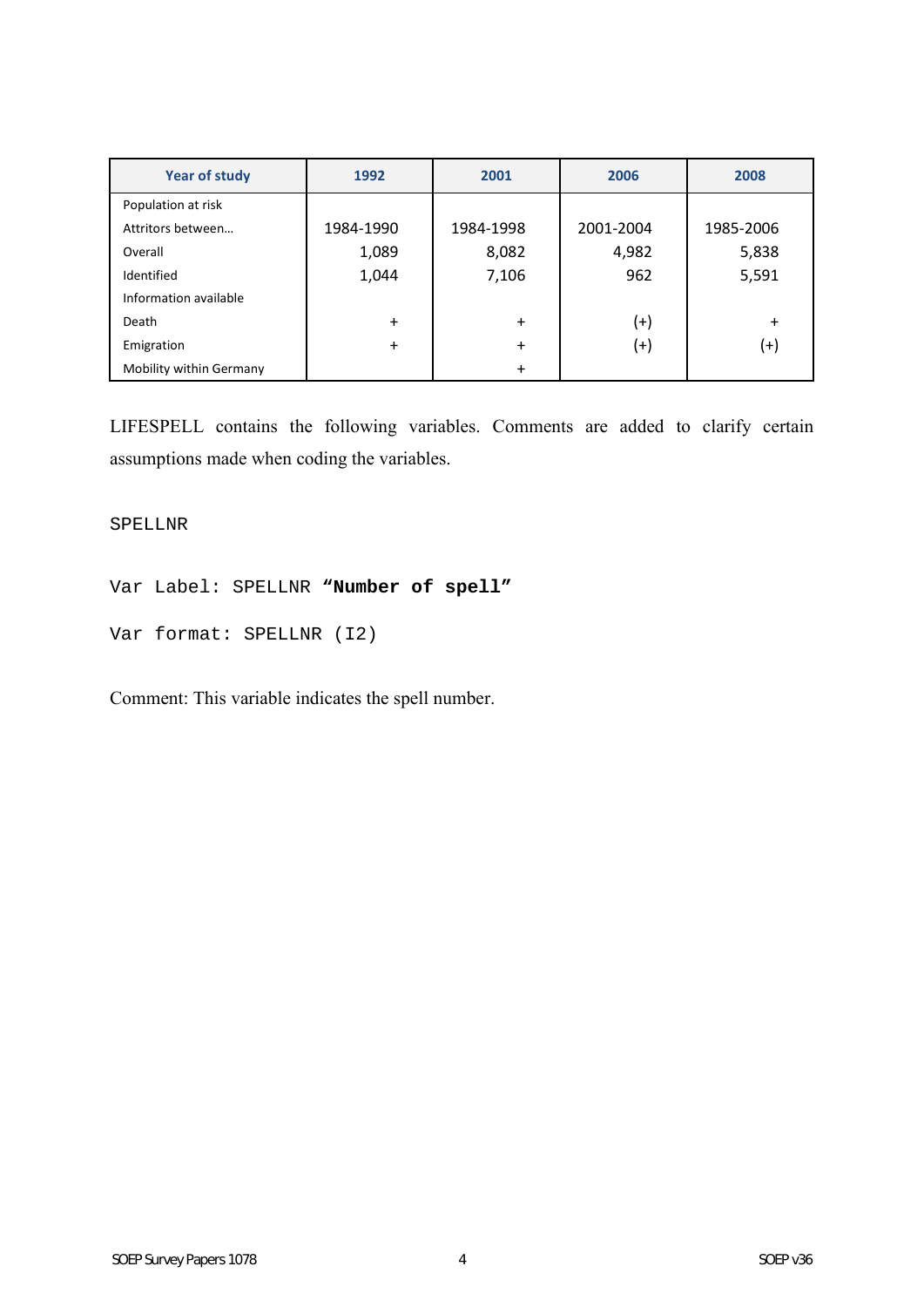| Year of study | 1992 | 2001 | 2006 | 2008 |
|---|---|---|---|---|
| Population at risk | | | | |
| Attritors between… | 1984-1990 | 1984-1998 | 2001-2004 | 1985-2006 |
| Overall | 1,089 | 8,082 | 4,982 | 5,838 |
| Identified | 1,044 | 7,106 | 962 | 5,591 |
| Information available | | | | |
| Death | + | + | (+) | + |
| Emigration | + | + | (+) | (+) |
| Mobility within Germany | | + | | |

LIFESPELL contains the following variables. Comments are added to clarify certain assumptions made when coding the variables.

```
SPELLNR

Var Label: SPELLNR "Number of spell"

Var format: SPELLNR (I2)
```

Comment: This variable indicates the spell number.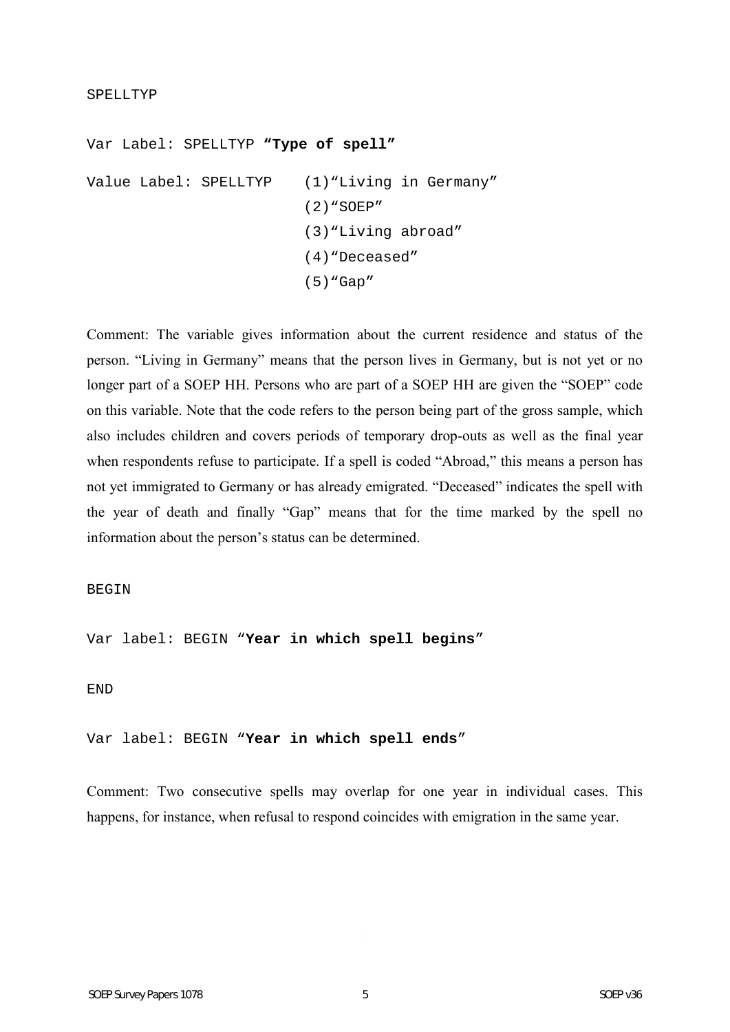SPELLTYP

Var Label: SPELLTYP **"Type of spell"**

```
Value Label: SPELLTYP    (1)"Living in Germany"
                         (2)"SOEP"
                         (3)"Living abroad"
                         (4)"Deceased"
                         (5)"Gap"
```

Comment: The variable gives information about the current residence and status of the person. "Living in Germany" means that the person lives in Germany, but is not yet or no longer part of a SOEP HH. Persons who are part of a SOEP HH are given the "SOEP" code on this variable. Note that the code refers to the person being part of the gross sample, which also includes children and covers periods of temporary drop-outs as well as the final year when respondents refuse to participate. If a spell is coded "Abroad," this means a person has not yet immigrated to Germany or has already emigrated. "Deceased" indicates the spell with the year of death and finally "Gap" means that for the time marked by the spell no information about the person's status can be determined.

BEGIN

Var label: BEGIN "**Year in which spell begins**"

END

Var label: BEGIN "**Year in which spell ends**"

Comment: Two consecutive spells may overlap for one year in individual cases. This happens, for instance, when refusal to respond coincides with emigration in the same year.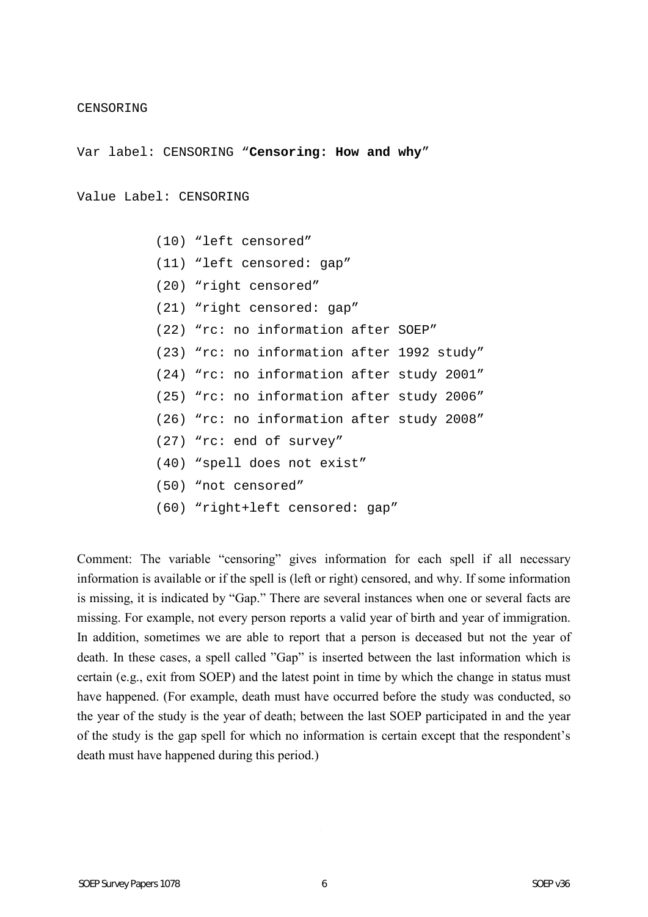CENSORING

Var label: CENSORING “**Censoring: How and why**”

Value Label: CENSORING

```
(10) “left censored”
(11) “left censored: gap”
(20) “right censored”
(21) “right censored: gap”
(22) “rc: no information after SOEP”
(23) “rc: no information after 1992 study”
(24) “rc: no information after study 2001”
(25) “rc: no information after study 2006”
(26) “rc: no information after study 2008”
(27) “rc: end of survey”
(40) “spell does not exist”
(50) “not censored”
(60) “right+left censored: gap”
```

Comment: The variable “censoring” gives information for each spell if all necessary information is available or if the spell is (left or right) censored, and why. If some information is missing, it is indicated by “Gap.” There are several instances when one or several facts are missing. For example, not every person reports a valid year of birth and year of immigration. In addition, sometimes we are able to report that a person is deceased but not the year of death. In these cases, a spell called ”Gap” is inserted between the last information which is certain (e.g., exit from SOEP) and the latest point in time by which the change in status must have happened. (For example, death must have occurred before the study was conducted, so the year of the study is the year of death; between the last SOEP participated in and the year of the study is the gap spell for which no information is certain except that the respondent’s death must have happened during this period.)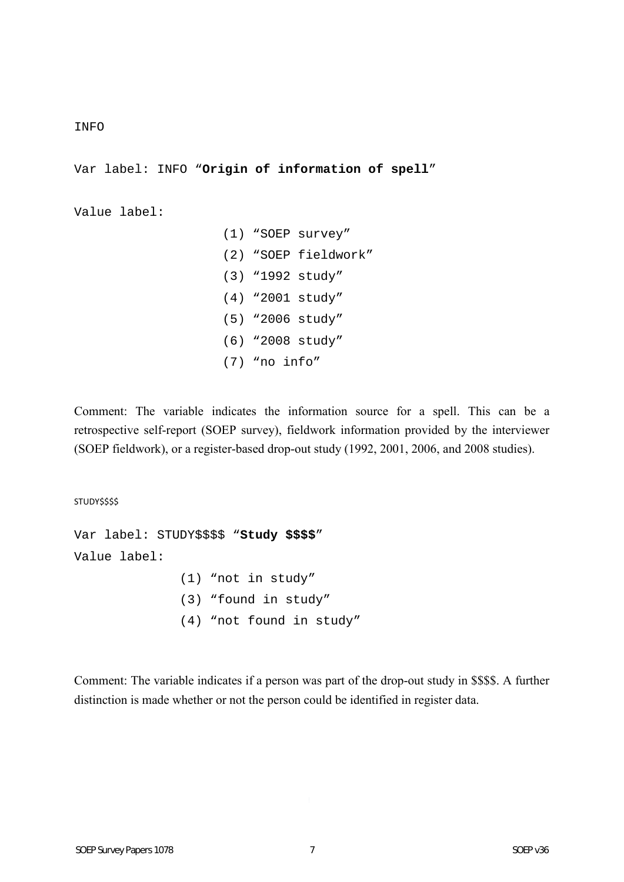INFO

Var label: INFO “**Origin of information of spell**”

Value label:

(1) “SOEP survey”
(2) “SOEP fieldwork”
(3) “1992 study”
(4) “2001 study”
(5) “2006 study”
(6) “2008 study”
(7) “no info”

Comment: The variable indicates the information source for a spell. This can be a retrospective self-report (SOEP survey), fieldwork information provided by the interviewer (SOEP fieldwork), or a register-based drop-out study (1992, 2001, 2006, and 2008 studies).

STUDY$$$$

Var label: STUDY$$$$ “**Study $$$$**”

Value label:

(1) “not in study”
(3) “found in study”
(4) “not found in study”

Comment: The variable indicates if a person was part of the drop-out study in $$$$. A further distinction is made whether or not the person could be identified in register data.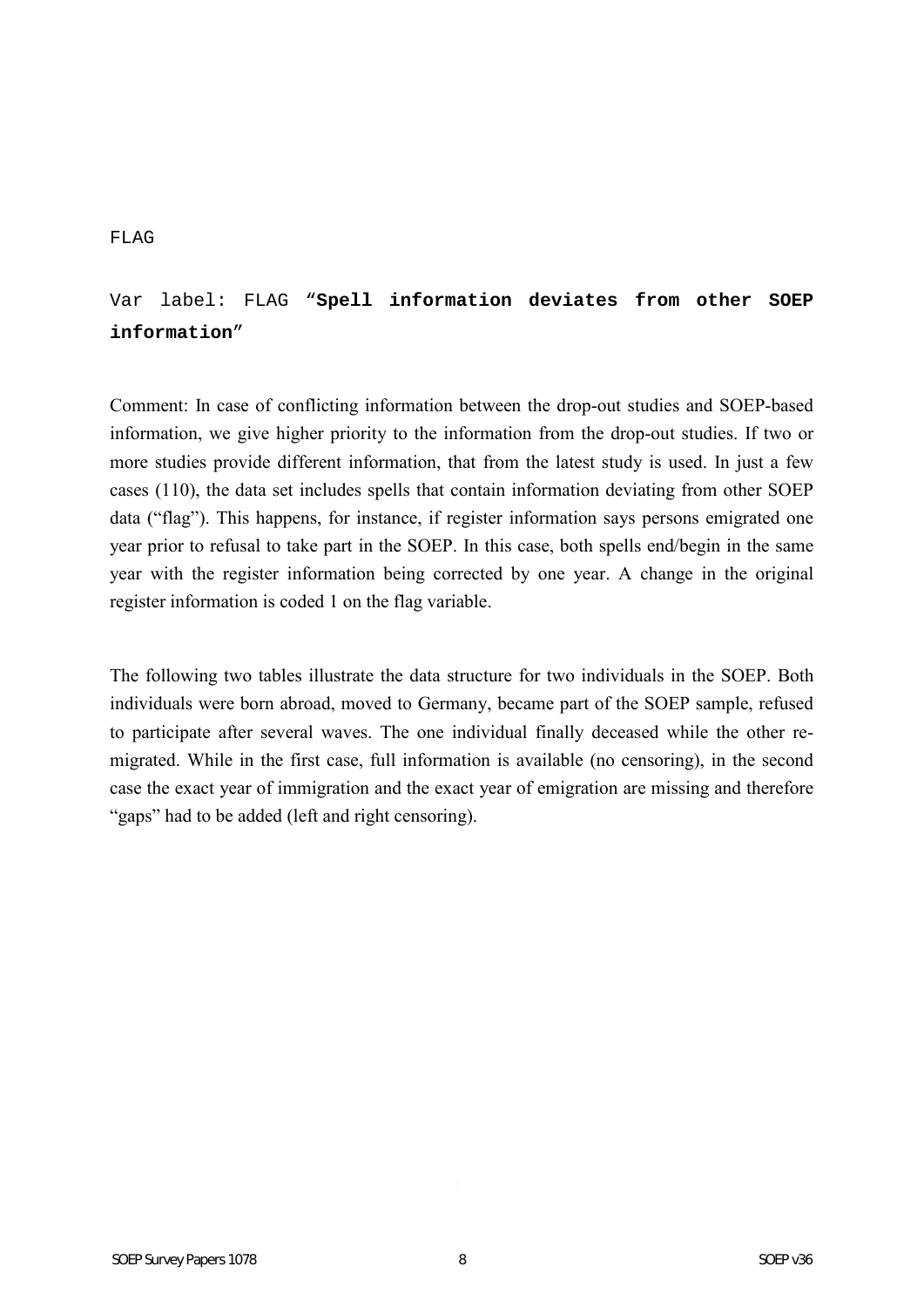FLAG

Var label: FLAG **“Spell information deviates from other SOEP information”**

Comment: In case of conflicting information between the drop-out studies and SOEP-based information, we give higher priority to the information from the drop-out studies. If two or more studies provide different information, that from the latest study is used. In just a few cases (110), the data set includes spells that contain information deviating from other SOEP data (“flag”). This happens, for instance, if register information says persons emigrated one year prior to refusal to take part in the SOEP. In this case, both spells end/begin in the same year with the register information being corrected by one year. A change in the original register information is coded 1 on the flag variable.

The following two tables illustrate the data structure for two individuals in the SOEP. Both individuals were born abroad, moved to Germany, became part of the SOEP sample, refused to participate after several waves. The one individual finally deceased while the other re-migrated. While in the first case, full information is available (no censoring), in the second case the exact year of immigration and the exact year of emigration are missing and therefore “gaps” had to be added (left and right censoring).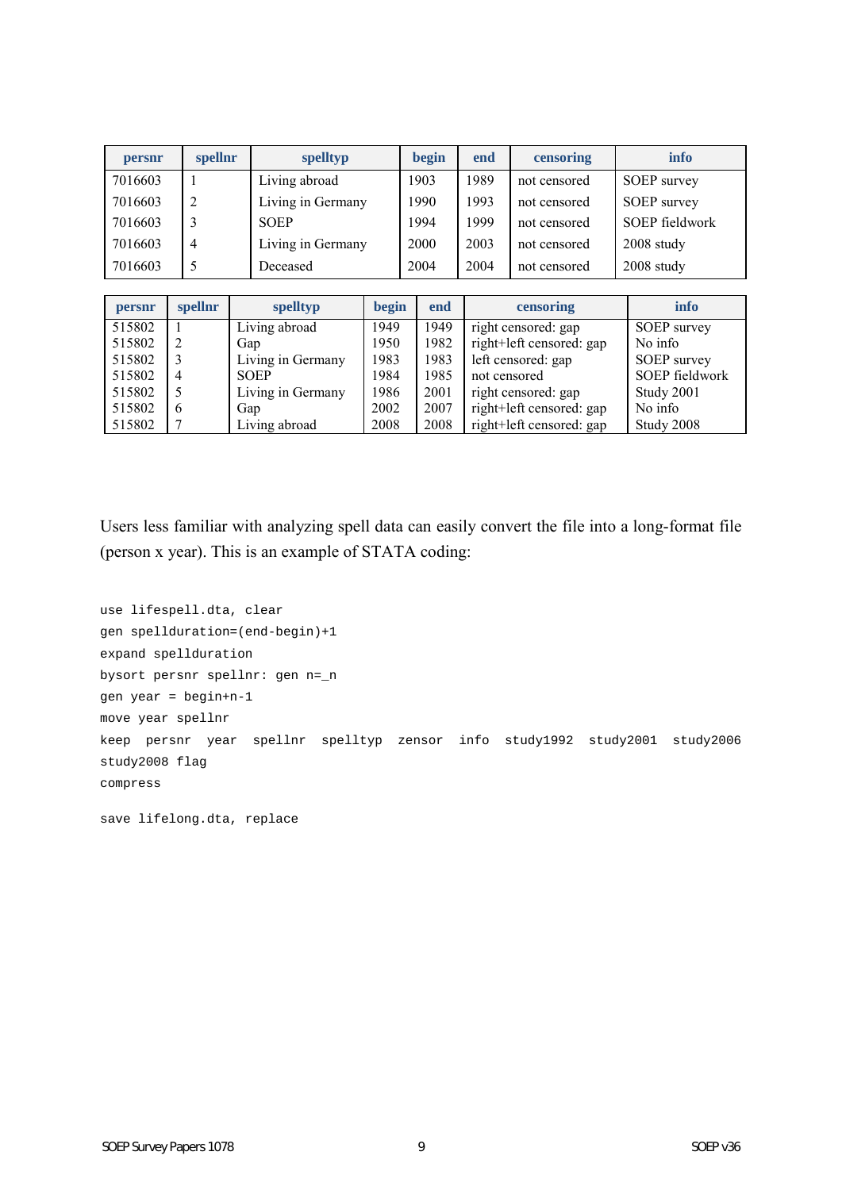| persnr | spellnr | spelltyp | begin | end | censoring | info |
|---|---|---|---|---|---|---|
| 7016603 | 1 | Living abroad | 1903 | 1989 | not censored | SOEP survey |
| 7016603 | 2 | Living in Germany | 1990 | 1993 | not censored | SOEP survey |
| 7016603 | 3 | SOEP | 1994 | 1999 | not censored | SOEP fieldwork |
| 7016603 | 4 | Living in Germany | 2000 | 2003 | not censored | 2008 study |
| 7016603 | 5 | Deceased | 2004 | 2004 | not censored | 2008 study |

| persnr | spellnr | spelltyp | begin | end | censoring | info |
|---|---|---|---|---|---|---|
| 515802 | 1 | Living abroad | 1949 | 1949 | right censored: gap | SOEP survey |
| 515802 | 2 | Gap | 1950 | 1982 | right+left censored: gap | No info |
| 515802 | 3 | Living in Germany | 1983 | 1983 | left censored: gap | SOEP survey |
| 515802 | 4 | SOEP | 1984 | 1985 | not censored | SOEP fieldwork |
| 515802 | 5 | Living in Germany | 1986 | 2001 | right censored: gap | Study 2001 |
| 515802 | 6 | Gap | 2002 | 2007 | right+left censored: gap | No info |
| 515802 | 7 | Living abroad | 2008 | 2008 | right+left censored: gap | Study 2008 |

Users less familiar with analyzing spell data can easily convert the file into a long-format file (person x year). This is an example of STATA coding:

```
use lifespell.dta, clear
gen spellduration=(end-begin)+1
expand spellduration
bysort persnr spellnr: gen n=_n
gen year = begin+n-1
move year spellnr
keep  persnr  year  spellnr  spelltyp  zensor  info  study1992  study2001  study2006
study2008 flag
compress

save lifelong.dta, replace
```